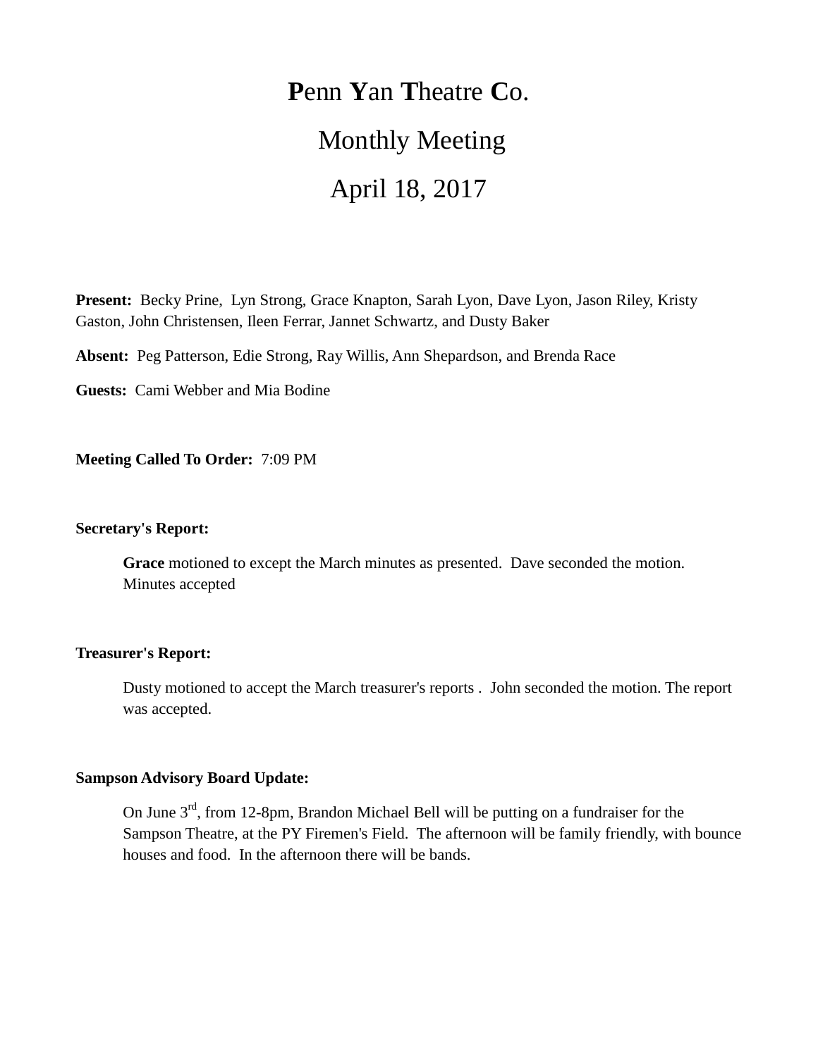# **P**enn **Y**an **T**heatre **C**o.

## Monthly Meeting

## April 18, 2017

**Present:** Becky Prine, Lyn Strong, Grace Knapton, Sarah Lyon, Dave Lyon, Jason Riley, Kristy Gaston, John Christensen, Ileen Ferrar, Jannet Schwartz, and Dusty Baker

**Absent:** Peg Patterson, Edie Strong, Ray Willis, Ann Shepardson, and Brenda Race

**Guests:** Cami Webber and Mia Bodine

**Meeting Called To Order:** 7:09 PM

**Secretary's Report:**

> **Grace** motioned to except the March minutes as presented. Dave seconded the motion. Minutes accepted

**Treasurer's Report:**

> Dusty motioned to accept the March treasurer's reports . John seconded the motion. The report was accepted.

**Sampson Advisory Board Update:**

> On June 3rd, from 12-8pm, Brandon Michael Bell will be putting on a fundraiser for the Sampson Theatre, at the PY Firemen's Field. The afternoon will be family friendly, with bounce houses and food. In the afternoon there will be bands.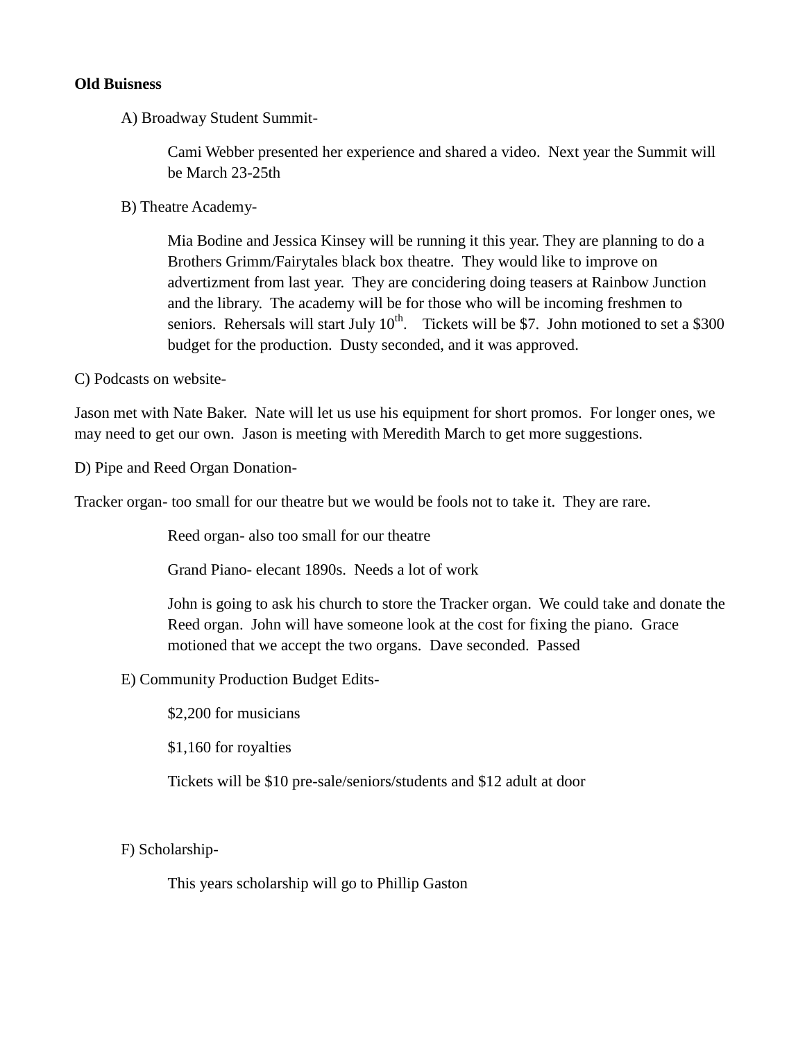**Old Buisness**

A) Broadway Student Summit-

Cami Webber presented her experience and shared a video. Next year the Summit will be March 23-25th

B) Theatre Academy-

Mia Bodine and Jessica Kinsey will be running it this year. They are planning to do a Brothers Grimm/Fairytales black box theatre. They would like to improve on advertizment from last year. They are concidering doing teasers at Rainbow Junction and the library. The academy will be for those who will be incoming freshmen to seniors. Rehersals will start July 10th. Tickets will be $7. John motioned to set a $300 budget for the production. Dusty seconded, and it was approved.

C) Podcasts on website-

Jason met with Nate Baker. Nate will let us use his equipment for short promos. For longer ones, we may need to get our own. Jason is meeting with Meredith March to get more suggestions.

D) Pipe and Reed Organ Donation-

Tracker organ- too small for our theatre but we would be fools not to take it. They are rare.

Reed organ- also too small for our theatre

Grand Piano- elecant 1890s. Needs a lot of work

John is going to ask his church to store the Tracker organ. We could take and donate the Reed organ. John will have someone look at the cost for fixing the piano. Grace motioned that we accept the two organs. Dave seconded. Passed

E) Community Production Budget Edits-

$2,200 for musicians

$1,160 for royalties

Tickets will be $10 pre-sale/seniors/students and $12 adult at door

F) Scholarship-

This years scholarship will go to Phillip Gaston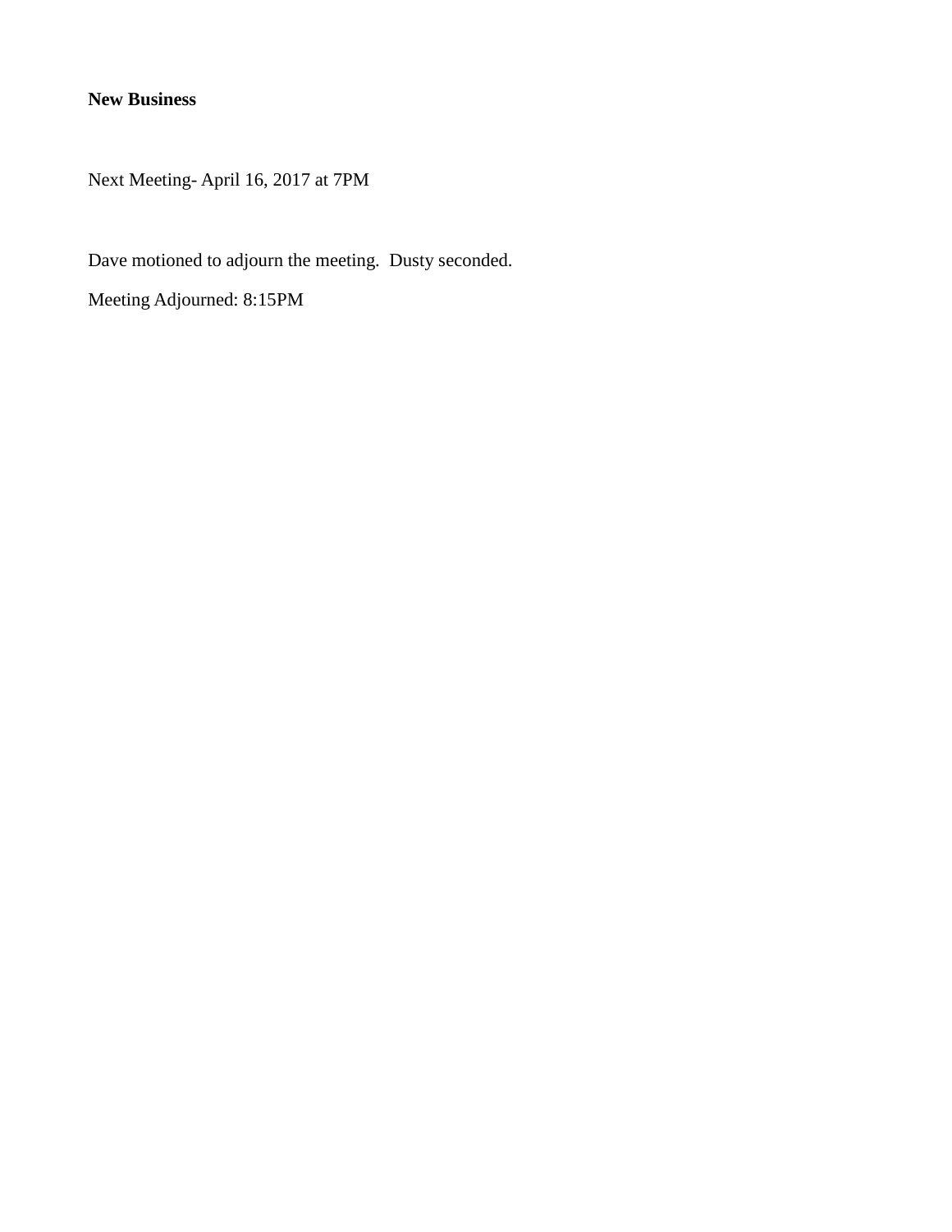**New Business**

Next Meeting- April 16, 2017 at 7PM

Dave motioned to adjourn the meeting. Dusty seconded.

Meeting Adjourned: 8:15PM